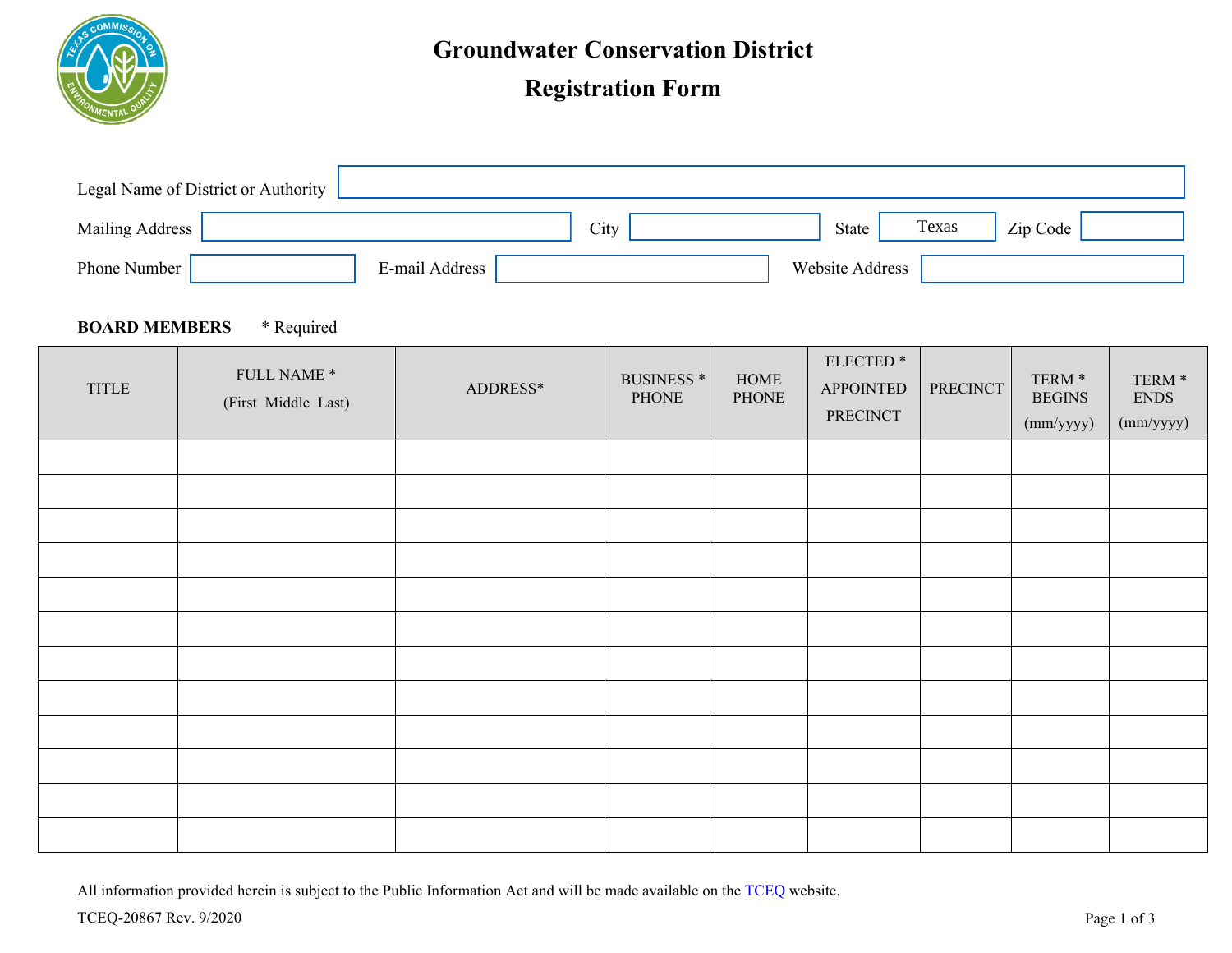# Groundwater Conservation District

# Registration Form

Legal Name of District or Authority

Mailing Address | City | State: Texas | Zip Code

Phone Number | E-mail Address | Website Address

**BOARD MEMBERS** * Required

| TITLE | FULL NAME * (First Middle Last) | ADDRESS* | BUSINESS * PHONE | HOME PHONE | ELECTED * APPOINTED PRECINCT | PRECINCT | TERM * BEGINS (mm/yyyy) | TERM * ENDS (mm/yyyy) |
|---|---|---|---|---|---|---|---|---|
| | | | | | | | | |
| | | | | | | | | |
| | | | | | | | | |
| | | | | | | | | |
| | | | | | | | | |
| | | | | | | | | |
| | | | | | | | | |
| | | | | | | | | |
| | | | | | | | | |
| | | | | | | | | |
| | | | | | | | | |
| | | | | | | | | |

All information provided herein is subject to the Public Information Act and will be made available on the TCEQ website.

TCEQ-20867 Rev. 9/2020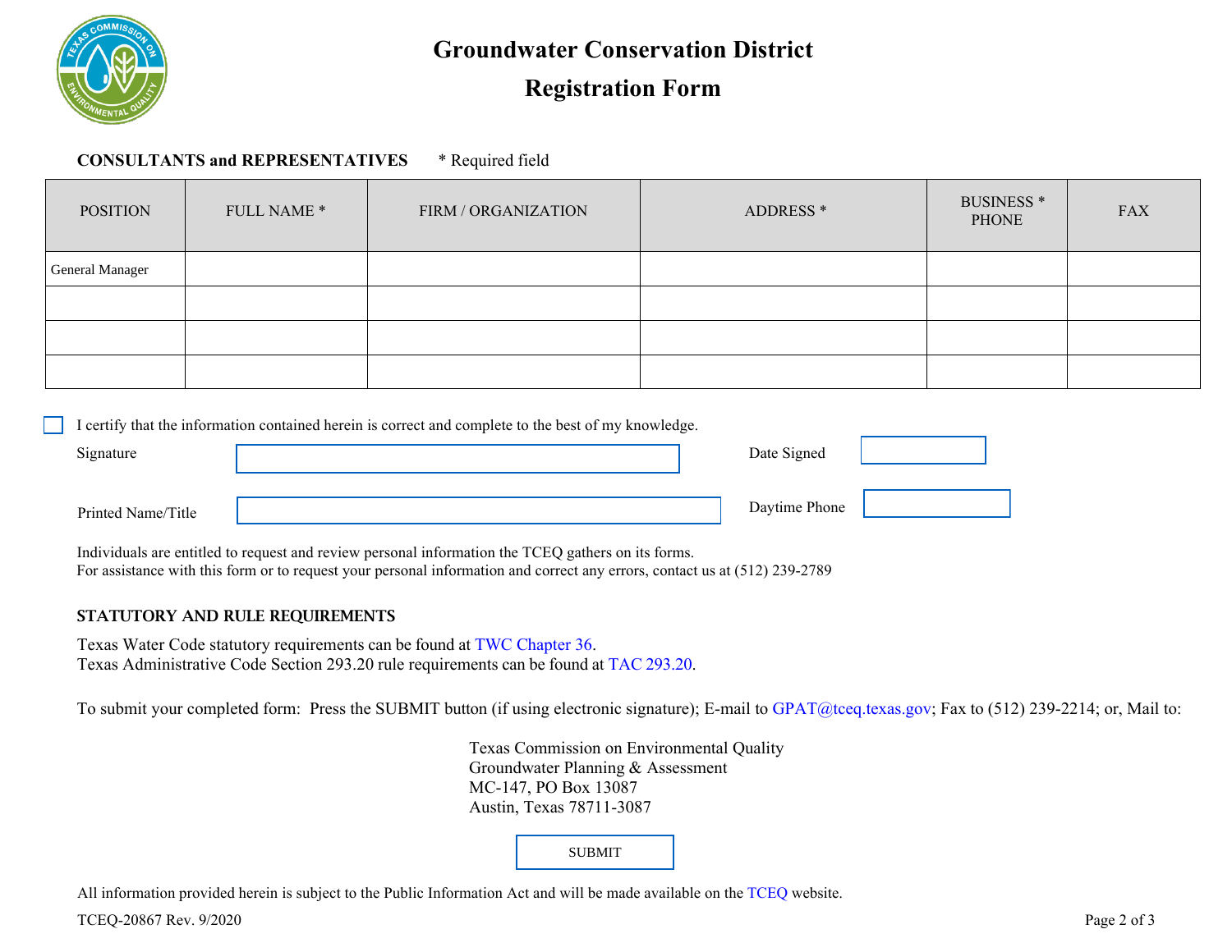# Groundwater Conservation District

# Registration Form

**CONSULTANTS and REPRESENTATIVES** * Required field

| POSITION | FULL NAME * | FIRM / ORGANIZATION | ADDRESS * | BUSINESS * PHONE | FAX |
|---|---|---|---|---|---|
| General Manager | | | | | |
| | | | | | |
| | | | | | |
| | | | | | |

☐ I certify that the information contained herein is correct and complete to the best of my knowledge.

Signature ______________________ Date Signed ____________

Printed Name/Title ______________________ Daytime Phone ____________

Individuals are entitled to request and review personal information the TCEQ gathers on its forms.
For assistance with this form or to request your personal information and correct any errors, contact us at (512) 239-2789

**STATUTORY AND RULE REQUIREMENTS**

Texas Water Code statutory requirements can be found at TWC Chapter 36.
Texas Administrative Code Section 293.20 rule requirements can be found at TAC 293.20.

To submit your completed form: Press the SUBMIT button (if using electronic signature); E-mail to GPAT@tceq.texas.gov; Fax to (512) 239-2214; or, Mail to:

Texas Commission on Environmental Quality
Groundwater Planning & Assessment
MC-147, PO Box 13087
Austin, Texas 78711-3087

SUBMIT

All information provided herein is subject to the Public Information Act and will be made available on the TCEQ website.

TCEQ-20867 Rev. 9/2020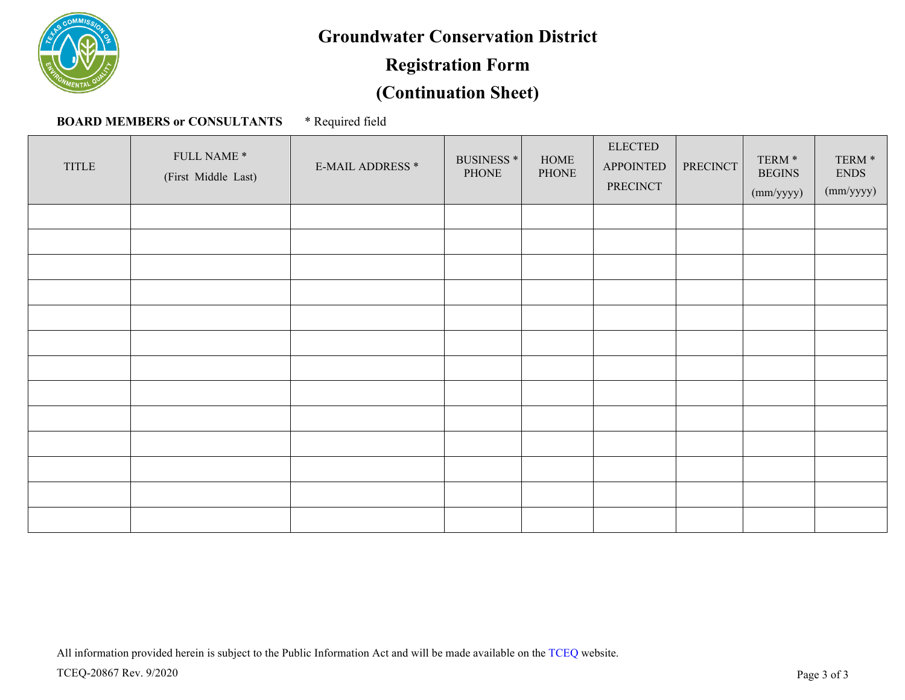# Groundwater Conservation District Registration Form (Continuation Sheet)

**BOARD MEMBERS or CONSULTANTS** * Required field

| TITLE | FULL NAME * (First Middle Last) | E-MAIL ADDRESS * | BUSINESS * PHONE | HOME PHONE | ELECTED APPOINTED PRECINCT | PRECINCT | TERM * BEGINS (mm/yyyy) | TERM * ENDS (mm/yyyy) |
|---|---|---|---|---|---|---|---|---|
| | | | | | | | | |
| | | | | | | | | |
| | | | | | | | | |
| | | | | | | | | |
| | | | | | | | | |
| | | | | | | | | |
| | | | | | | | | |
| | | | | | | | | |
| | | | | | | | | |
| | | | | | | | | |
| | | | | | | | | |
| | | | | | | | | |
| | | | | | | | | |

All information provided herein is subject to the Public Information Act and will be made available on the TCEQ website.

TCEQ-20867 Rev. 9/2020